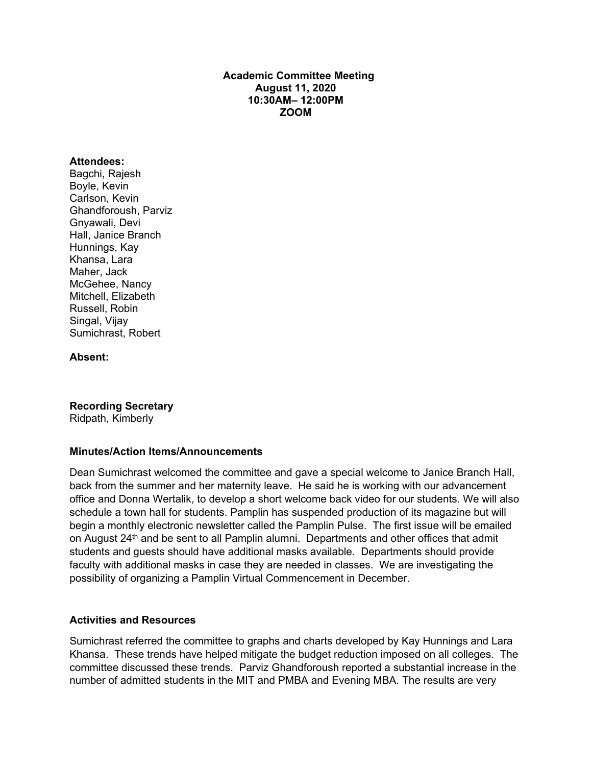**Academic Committee Meeting**
**August 11, 2020**
**10:30AM– 12:00PM**
**ZOOM**

**Attendees:**
Bagchi, Rajesh
Boyle, Kevin
Carlson, Kevin
Ghandforoush, Parviz
Gnyawali, Devi
Hall, Janice Branch
Hunnings, Kay
Khansa, Lara
Maher, Jack
McGehee, Nancy
Mitchell, Elizabeth
Russell, Robin
Singal, Vijay
Sumichrast, Robert

**Absent:**

**Recording Secretary**
Ridpath, Kimberly

**Minutes/Action Items/Announcements**

Dean Sumichrast welcomed the committee and gave a special welcome to Janice Branch Hall, back from the summer and her maternity leave. He said he is working with our advancement office and Donna Wertalik, to develop a short welcome back video for our students. We will also schedule a town hall for students. Pamplin has suspended production of its magazine but will begin a monthly electronic newsletter called the Pamplin Pulse. The first issue will be emailed on August 24th and be sent to all Pamplin alumni. Departments and other offices that admit students and guests should have additional masks available. Departments should provide faculty with additional masks in case they are needed in classes. We are investigating the possibility of organizing a Pamplin Virtual Commencement in December.

**Activities and Resources**

Sumichrast referred the committee to graphs and charts developed by Kay Hunnings and Lara Khansa. These trends have helped mitigate the budget reduction imposed on all colleges. The committee discussed these trends. Parviz Ghandforoush reported a substantial increase in the number of admitted students in the MIT and PMBA and Evening MBA. The results are very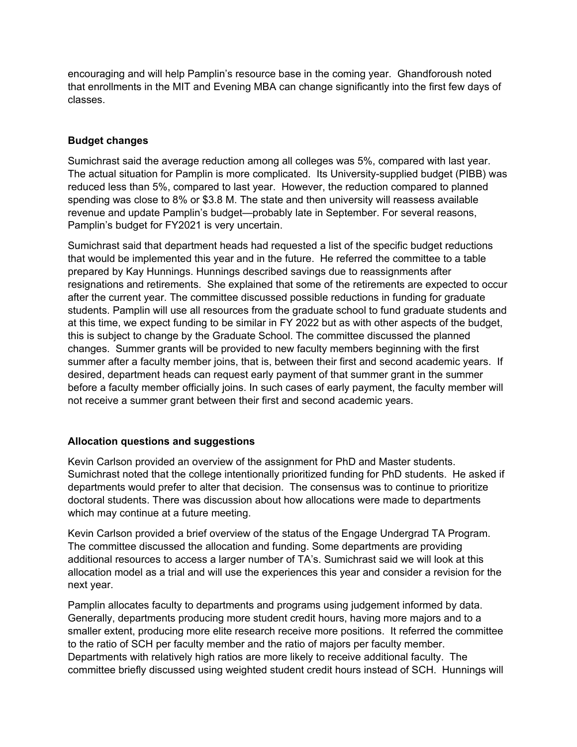encouraging and will help Pamplin's resource base in the coming year. Ghandforoush noted that enrollments in the MIT and Evening MBA can change significantly into the first few days of classes.

**Budget changes**

Sumichrast said the average reduction among all colleges was 5%, compared with last year. The actual situation for Pamplin is more complicated. Its University-supplied budget (PIBB) was reduced less than 5%, compared to last year. However, the reduction compared to planned spending was close to 8% or $3.8 M. The state and then university will reassess available revenue and update Pamplin's budget—probably late in September. For several reasons, Pamplin's budget for FY2021 is very uncertain.

Sumichrast said that department heads had requested a list of the specific budget reductions that would be implemented this year and in the future. He referred the committee to a table prepared by Kay Hunnings. Hunnings described savings due to reassignments after resignations and retirements. She explained that some of the retirements are expected to occur after the current year. The committee discussed possible reductions in funding for graduate students. Pamplin will use all resources from the graduate school to fund graduate students and at this time, we expect funding to be similar in FY 2022 but as with other aspects of the budget, this is subject to change by the Graduate School. The committee discussed the planned changes. Summer grants will be provided to new faculty members beginning with the first summer after a faculty member joins, that is, between their first and second academic years. If desired, department heads can request early payment of that summer grant in the summer before a faculty member officially joins. In such cases of early payment, the faculty member will not receive a summer grant between their first and second academic years.

**Allocation questions and suggestions**

Kevin Carlson provided an overview of the assignment for PhD and Master students. Sumichrast noted that the college intentionally prioritized funding for PhD students. He asked if departments would prefer to alter that decision. The consensus was to continue to prioritize doctoral students. There was discussion about how allocations were made to departments which may continue at a future meeting.

Kevin Carlson provided a brief overview of the status of the Engage Undergrad TA Program. The committee discussed the allocation and funding. Some departments are providing additional resources to access a larger number of TA's. Sumichrast said we will look at this allocation model as a trial and will use the experiences this year and consider a revision for the next year.

Pamplin allocates faculty to departments and programs using judgement informed by data. Generally, departments producing more student credit hours, having more majors and to a smaller extent, producing more elite research receive more positions. It referred the committee to the ratio of SCH per faculty member and the ratio of majors per faculty member. Departments with relatively high ratios are more likely to receive additional faculty. The committee briefly discussed using weighted student credit hours instead of SCH. Hunnings will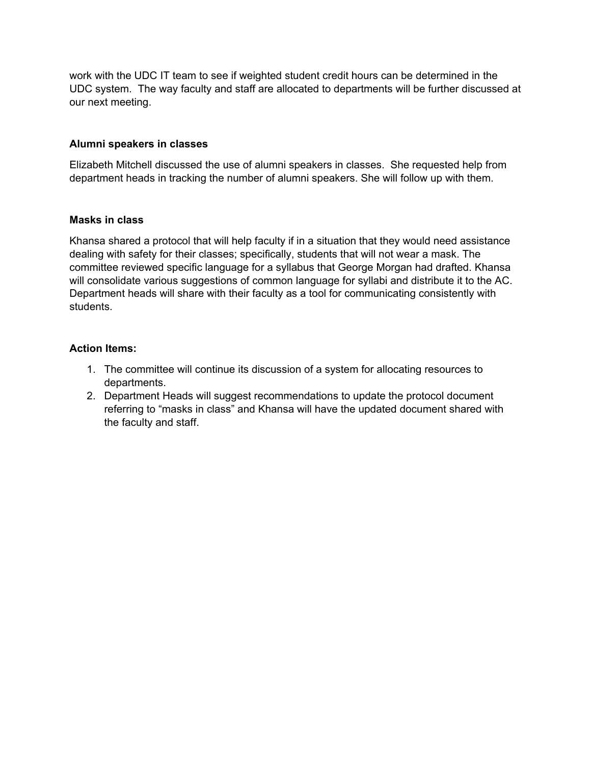work with the UDC IT team to see if weighted student credit hours can be determined in the UDC system. The way faculty and staff are allocated to departments will be further discussed at our next meeting.

**Alumni speakers in classes**

Elizabeth Mitchell discussed the use of alumni speakers in classes. She requested help from department heads in tracking the number of alumni speakers. She will follow up with them.

**Masks in class**

Khansa shared a protocol that will help faculty if in a situation that they would need assistance dealing with safety for their classes; specifically, students that will not wear a mask. The committee reviewed specific language for a syllabus that George Morgan had drafted. Khansa will consolidate various suggestions of common language for syllabi and distribute it to the AC. Department heads will share with their faculty as a tool for communicating consistently with students.

**Action Items:**

1. The committee will continue its discussion of a system for allocating resources to departments.
2. Department Heads will suggest recommendations to update the protocol document referring to “masks in class” and Khansa will have the updated document shared with the faculty and staff.